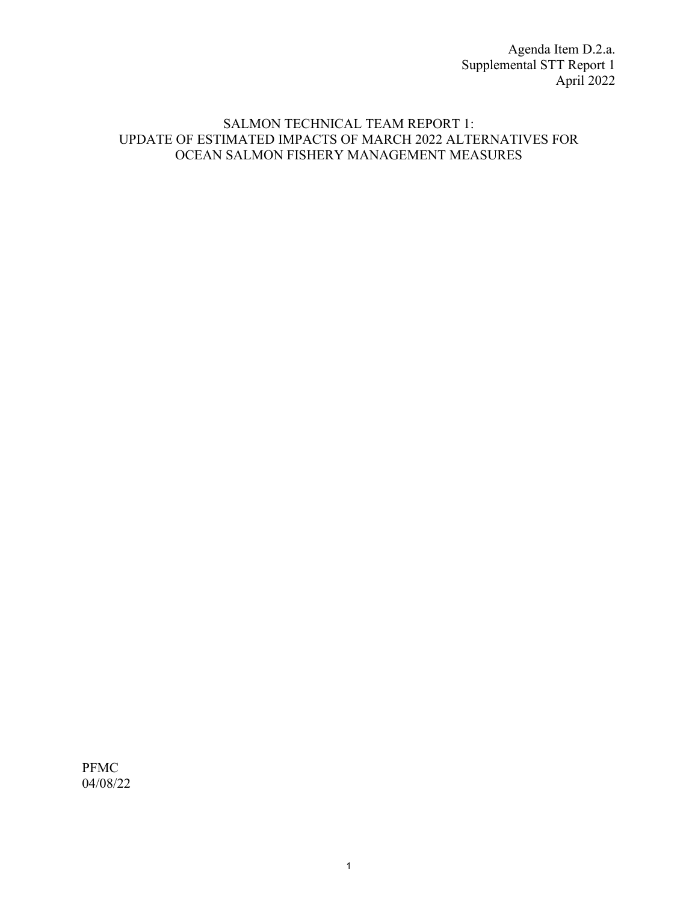Agenda Item D.2.a.
Supplemental STT Report 1
April 2022

# SALMON TECHNICAL TEAM REPORT 1: UPDATE OF ESTIMATED IMPACTS OF MARCH 2022 ALTERNATIVES FOR OCEAN SALMON FISHERY MANAGEMENT MEASURES

PFMC
04/08/22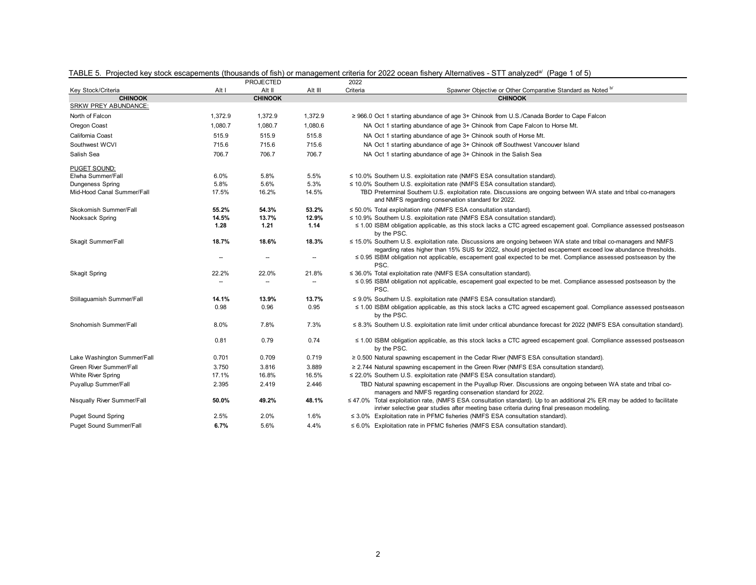TABLE 5. Projected key stock escapements (thousands of fish) or management criteria for 2022 ocean fishery Alternatives - STT analyzed[a/] (Page 1 of 5)

| Key Stock/Criteria | Alt I | PROJECTED Alt II | Alt III | 2022 Criteria | Spawner Objective or Other Comparative Standard as Noted [b/] |
|---|---|---|---|---|---|
| **CHINOOK** | | **CHINOOK** | | | **CHINOOK** |
| SRKW PREY ABUNDANCE: | | | | | |
| North of Falcon | 1,372.9 | 1,372.9 | 1,372.9 | ≥ 966.0 | Oct 1 starting abundance of age 3+ Chinook from U.S./Canada Border to Cape Falcon |
| Oregon Coast | 1,080.7 | 1,080.7 | 1,080.6 | NA | Oct 1 starting abundance of age 3+ Chinook from Cape Falcon to Horse Mt. |
| California Coast | 515.9 | 515.9 | 515.8 | NA | Oct 1 starting abundance of age 3+ Chinook south of Horse Mt. |
| Southwest WCVI | 715.6 | 715.6 | 715.6 | NA | Oct 1 starting abundance of age 3+ Chinook off Southwest Vancouver Island |
| Salish Sea | 706.7 | 706.7 | 706.7 | NA | Oct 1 starting abundance of age 3+ Chinook in the Salish Sea |
| PUGET SOUND: | | | | | |
| Elwha Summer/Fall | 6.0% | 5.8% | 5.5% | ≤ 10.0% | Southern U.S. exploitation rate (NMFS ESA consultation standard). |
| Dungeness Spring | 5.8% | 5.6% | 5.3% | ≤ 10.0% | Southern U.S. exploitation rate (NMFS ESA consultation standard). |
| Mid-Hood Canal Summer/Fall | 17.5% | 16.2% | 14.5% | TBD | Preterminal Southern U.S. exploitation rate. Discussions are ongoing between WA state and tribal co-managers and NMFS regarding conservation standard for 2022. |
| Skokomish Summer/Fall | **55.2%** | **54.3%** | **53.2%** | ≤ 50.0% | Total exploitation rate (NMFS ESA consultation standard). |
| Nooksack Spring | **14.5%** | **13.7%** | **12.9%** | ≤ 10.9% | Southern U.S. exploitation rate (NMFS ESA consultation standard). |
| | **1.28** | **1.21** | **1.14** | ≤ 1.00 | ISBM obligation applicable, as this stock lacks a CTC agreed escapement goal. Compliance assessed postseason by the PSC. |
| Skagit Summer/Fall | **18.7%** | **18.6%** | **18.3%** | ≤ 15.0% | Southern U.S. exploitation rate. Discussions are ongoing between WA state and tribal co-managers and NMFS regarding rates higher than 15% SUS for 2022, should projected escapement exceed low abundance thresholds. |
| | -- | -- | -- | ≤ 0.95 | ISBM obligation not applicable, escapement goal expected to be met. Compliance assessed postseason by the PSC. |
| Skagit Spring | 22.2% | 22.0% | 21.8% | ≤ 36.0% | Total exploitation rate (NMFS ESA consultation standard). |
| | -- | -- | -- | ≤ 0.95 | ISBM obligation not applicable, escapement goal expected to be met. Compliance assessed postseason by the PSC. |
| Stillaguamish Summer/Fall | **14.1%** | **13.9%** | **13.7%** | ≤ 9.0% | Southern U.S. exploitation rate (NMFS ESA consultation standard). |
| | 0.98 | 0.96 | 0.95 | ≤ 1.00 | ISBM obligation applicable, as this stock lacks a CTC agreed escapement goal. Compliance assessed postseason by the PSC. |
| Snohomish Summer/Fall | 8.0% | 7.8% | 7.3% | ≤ 8.3% | Southern U.S. exploitation rate limit under critical abundance forecast for 2022 (NMFS ESA consultation standard). |
| | 0.81 | 0.79 | 0.74 | ≤ 1.00 | ISBM obligation applicable, as this stock lacks a CTC agreed escapement goal. Compliance assessed postseason by the PSC. |
| Lake Washington Summer/Fall | 0.701 | 0.709 | 0.719 | ≥ 0.500 | Natural spawning escapement in the Cedar River (NMFS ESA consultation standard). |
| Green River Summer/Fall | 3.750 | 3.816 | 3.889 | ≥ 2.744 | Natural spawning escapement in the Green River (NMFS ESA consultation standard). |
| White River Spring | 17.1% | 16.8% | 16.5% | ≤ 22.0% | Southern U.S. exploitation rate (NMFS ESA consultation standard). |
| Puyallup Summer/Fall | 2.395 | 2.419 | 2.446 | TBD | Natural spawning escapement in the Puyallup River. Discussions are ongoing between WA state and tribal co-managers and NMFS regarding conservation standard for 2022. |
| Nisqually River Summer/Fall | **50.0%** | **49.2%** | **48.1%** | ≤ 47.0% | Total exploitation rate, (NMFS ESA consultation standard). Up to an additional 2% ER may be added to facilitate inriver selective gear studies after meeting base criteria during final preseason modeling. |
| Puget Sound Spring | 2.5% | 2.0% | 1.6% | ≤ 3.0% | Exploitation rate in PFMC fisheries (NMFS ESA consultation standard). |
| Puget Sound Summer/Fall | **6.7%** | 5.6% | 4.4% | ≤ 6.0% | Exploitation rate in PFMC fisheries (NMFS ESA consultation standard). |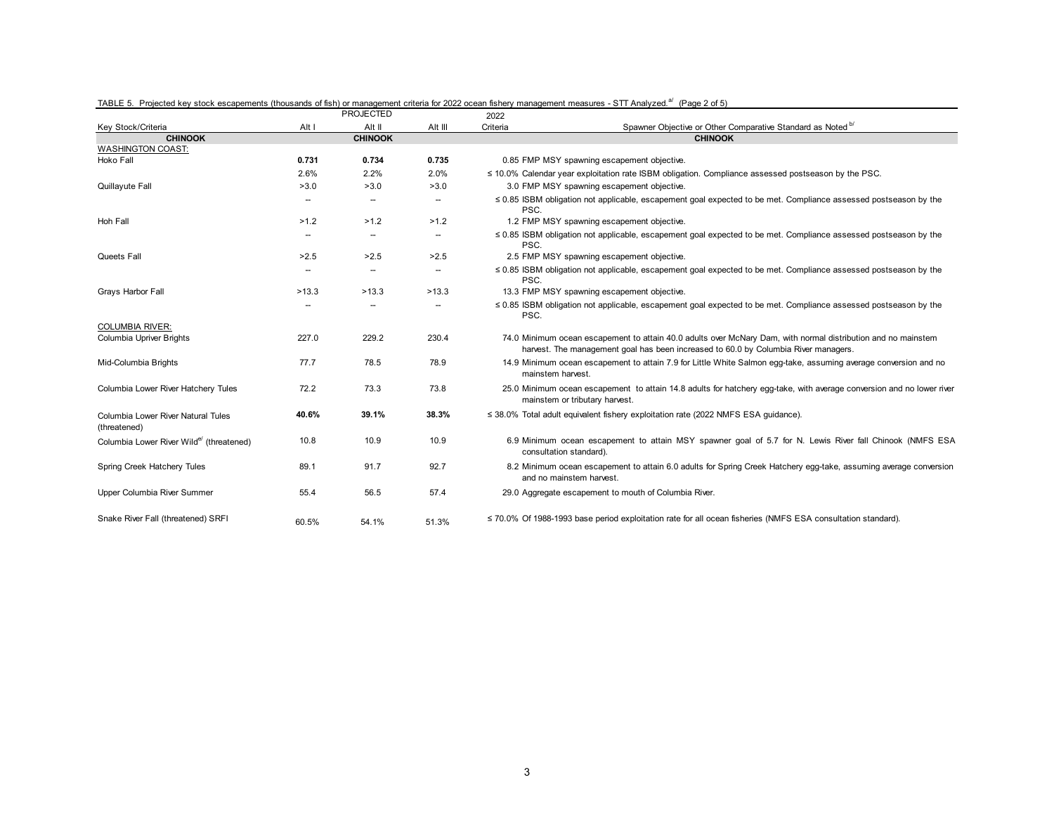TABLE 5. Projected key stock escapements (thousands of fish) or management criteria for 2022 ocean fishery management measures - STT Analyzed.[a] (Page 2 of 5)

| Key Stock/Criteria | PROJECTED Alt I | Alt II | Alt III | 2022 Criteria | Spawner Objective or Other Comparative Standard as Noted [b] |
|---|---|---|---|---|---|
| **CHINOOK** | | **CHINOOK** | | | **CHINOOK** |
| WASHINGTON COAST: | | | | | |
| Hoko Fall | **0.731** | **0.734** | **0.735** | 0.85 | FMP MSY spawning escapement objective. |
| | 2.6% | 2.2% | 2.0% | ≤ 10.0% | Calendar year exploitation rate ISBM obligation. Compliance assessed postseason by the PSC. |
| Quillayute Fall | >3.0 | >3.0 | >3.0 | 3.0 | FMP MSY spawning escapement objective. |
| | -- | -- | -- | ≤ 0.85 | ISBM obligation not applicable, escapement goal expected to be met. Compliance assessed postseason by the PSC. |
| Hoh Fall | >1.2 | >1.2 | >1.2 | 1.2 | FMP MSY spawning escapement objective. |
| | -- | -- | -- | ≤ 0.85 | ISBM obligation not applicable, escapement goal expected to be met. Compliance assessed postseason by the PSC. |
| Queets Fall | >2.5 | >2.5 | >2.5 | 2.5 | FMP MSY spawning escapement objective. |
| | -- | -- | -- | ≤ 0.85 | ISBM obligation not applicable, escapement goal expected to be met. Compliance assessed postseason by the PSC. |
| Grays Harbor Fall | >13.3 | >13.3 | >13.3 | 13.3 | FMP MSY spawning escapement objective. |
| | -- | -- | -- | ≤ 0.85 | ISBM obligation not applicable, escapement goal expected to be met. Compliance assessed postseason by the PSC. |
| COLUMBIA RIVER: | | | | | |
| Columbia Upriver Brights | 227.0 | 229.2 | 230.4 | 74.0 | Minimum ocean escapement to attain 40.0 adults over McNary Dam, with normal distribution and no mainstem harvest. The management goal has been increased to 60.0 by Columbia River managers. |
| Mid-Columbia Brights | 77.7 | 78.5 | 78.9 | 14.9 | Minimum ocean escapement to attain 7.9 for Little White Salmon egg-take, assuming average conversion and no mainstem harvest. |
| Columbia Lower River Hatchery Tules | 72.2 | 73.3 | 73.8 | 25.0 | Minimum ocean escapement to attain 14.8 adults for hatchery egg-take, with average conversion and no lower river mainstem or tributary harvest. |
| Columbia Lower River Natural Tules (threatened) | **40.6%** | **39.1%** | **38.3%** | ≤ 38.0% | Total adult equivalent fishery exploitation rate (2022 NMFS ESA guidance). |
| Columbia Lower River Wild[e] (threatened) | 10.8 | 10.9 | 10.9 | 6.9 | Minimum ocean escapement to attain MSY spawner goal of 5.7 for N. Lewis River fall Chinook (NMFS ESA consultation standard). |
| Spring Creek Hatchery Tules | 89.1 | 91.7 | 92.7 | 8.2 | Minimum ocean escapement to attain 6.0 adults for Spring Creek Hatchery egg-take, assuming average conversion and no mainstem harvest. |
| Upper Columbia River Summer | 55.4 | 56.5 | 57.4 | 29.0 | Aggregate escapement to mouth of Columbia River. |
| Snake River Fall (threatened) SRFI | 60.5% | 54.1% | 51.3% | ≤ 70.0% | Of 1988-1993 base period exploitation rate for all ocean fisheries (NMFS ESA consultation standard). |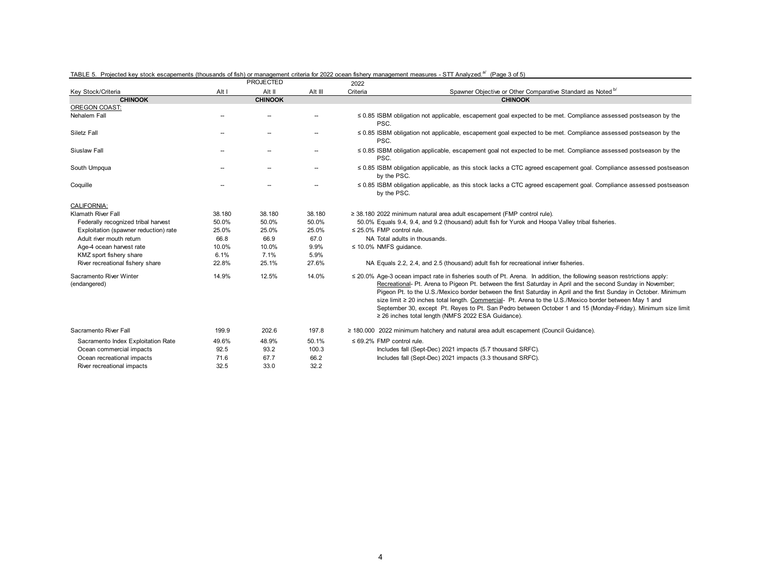TABLE 5. Projected key stock escapements (thousands of fish) or management criteria for 2022 ocean fishery management measures - STT Analyzed.[a/] (Page 3 of 5)

| Key Stock/Criteria | Alt I | PROJECTED Alt II | Alt III | 2022 Criteria | Spawner Objective or Other Comparative Standard as Noted [b/] |
|---|---|---|---|---|---|
| **CHINOOK** | | **CHINOOK** | | | **CHINOOK** |
| OREGON COAST: | | | | | |
| Nehalem Fall | -- | -- | -- | ≤ 0.85 | ISBM obligation not applicable, escapement goal expected to be met. Compliance assessed postseason by the PSC. |
| Siletz Fall | -- | -- | -- | ≤ 0.85 | ISBM obligation not applicable, escapement goal expected to be met. Compliance assessed postseason by the PSC. |
| Siuslaw Fall | -- | -- | -- | ≤ 0.85 | ISBM obligation applicable, escapement goal not expected to be met. Compliance assessed postseason by the PSC. |
| South Umpqua | -- | -- | -- | ≤ 0.85 | ISBM obligation applicable, as this stock lacks a CTC agreed escapement goal. Compliance assessed postseason by the PSC. |
| Coquille | -- | -- | -- | ≤ 0.85 | ISBM obligation applicable, as this stock lacks a CTC agreed escapement goal. Compliance assessed postseason by the PSC. |
| CALIFORNIA: | | | | | |
| Klamath River Fall | 38.180 | 38.180 | 38.180 | ≥ 38.180 | 2022 minimum natural area adult escapement (FMP control rule). |
| Federally recognized tribal harvest | 50.0% | 50.0% | 50.0% | 50.0% | Equals 9.4, 9.4, and 9.2 (thousand) adult fish for Yurok and Hoopa Valley tribal fisheries. |
| Exploitation (spawner reduction) rate | 25.0% | 25.0% | 25.0% | ≤ 25.0% | FMP control rule. |
| Adult river mouth return | 66.8 | 66.9 | 67.0 | NA | Total adults in thousands. |
| Age-4 ocean harvest rate | 10.0% | 10.0% | 9.9% | ≤ 10.0% | NMFS guidance. |
| KMZ sport fishery share | 6.1% | 7.1% | 5.9% | | |
| River recreational fishery share | 22.8% | 25.1% | 27.6% | NA | Equals 2.2, 2.4, and 2.5 (thousand) adult fish for recreational inriver fisheries. |
| Sacramento River Winter (endangered) | 14.9% | 12.5% | 14.0% | ≤ 20.0% | Age-3 ocean impact rate in fisheries south of Pt. Arena. In addition, the following season restrictions apply: Recreational- Pt. Arena to Pigeon Pt. between the first Saturday in April and the second Sunday in November; Pigeon Pt. to the U.S./Mexico border between the first Saturday in April and the first Sunday in October. Minimum size limit ≥ 20 inches total length. Commercial- Pt. Arena to the U.S./Mexico border between May 1 and September 30, except Pt. Reyes to Pt. San Pedro between October 1 and 15 (Monday-Friday). Minimum size limit ≥ 26 inches total length (NMFS 2022 ESA Guidance). |
| Sacramento River Fall | 199.9 | 202.6 | 197.8 | ≥ 180.000 | 2022 minimum hatchery and natural area adult escapement (Council Guidance). |
| Sacramento Index Exploitation Rate | 49.6% | 48.9% | 50.1% | ≤ 69.2% | FMP control rule. |
| Ocean commercial impacts | 92.5 | 93.2 | 100.3 | | Includes fall (Sept-Dec) 2021 impacts (5.7 thousand SRFC). |
| Ocean recreational impacts | 71.6 | 67.7 | 66.2 | | Includes fall (Sept-Dec) 2021 impacts (3.3 thousand SRFC). |
| River recreational impacts | 32.5 | 33.0 | 32.2 | | |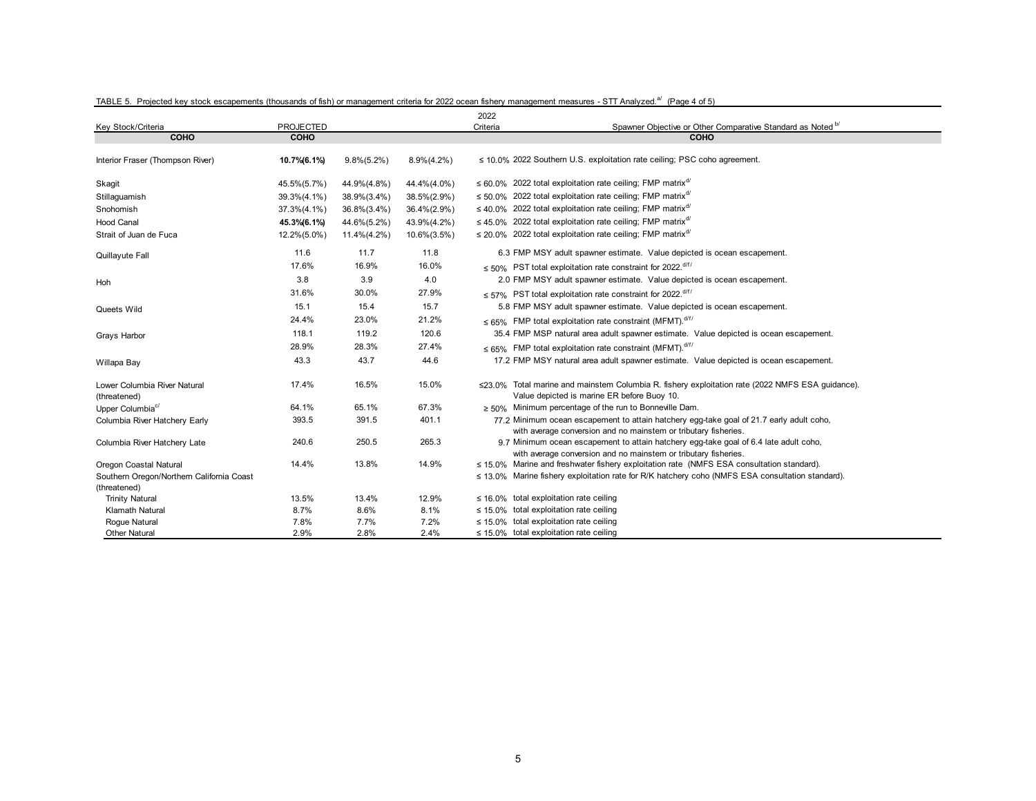TABLE 5. Projected key stock escapements (thousands of fish) or management criteria for 2022 ocean fishery management measures - STT Analyzed.[a] (Page 4 of 5)

| Key Stock/Criteria | PROJECTED | | | 2022 Criteria | Spawner Objective or Other Comparative Standard as Noted [b] |
|---|---|---|---|---|---|
| **COHO** | **COHO** | | | | **COHO** |
| Interior Fraser (Thompson River) | **10.7%(6.1%)** | 9.8%(5.2%) | 8.9%(4.2%) | ≤ 10.0% | 2022 Southern U.S. exploitation rate ceiling; PSC coho agreement. |
| Skagit | 45.5%(5.7%) | 44.9%(4.8%) | 44.4%(4.0%) | ≤ 60.0% | 2022 total exploitation rate ceiling; FMP matrix[d] |
| Stillaguamish | 39.3%(4.1%) | 38.9%(3.4%) | 38.5%(2.9%) | ≤ 50.0% | 2022 total exploitation rate ceiling; FMP matrix[d] |
| Snohomish | 37.3%(4.1%) | 36.8%(3.4%) | 36.4%(2.9%) | ≤ 40.0% | 2022 total exploitation rate ceiling; FMP matrix[d] |
| Hood Canal | **45.3%(6.1%)** | 44.6%(5.2%) | 43.9%(4.2%) | ≤ 45.0% | 2022 total exploitation rate ceiling; FMP matrix[d] |
| Strait of Juan de Fuca | 12.2%(5.0%) | 11.4%(4.2%) | 10.6%(3.5%) | ≤ 20.0% | 2022 total exploitation rate ceiling; FMP matrix[d] |
| Quillayute Fall | 11.6 | 11.7 | 11.8 | 6.3 | FMP MSY adult spawner estimate. Value depicted is ocean escapement. |
| | 17.6% | 16.9% | 16.0% | ≤ 50% | PST total exploitation rate constraint for 2022.[d/f/] |
| Hoh | 3.8 | 3.9 | 4.0 | 2.0 | FMP MSY adult spawner estimate. Value depicted is ocean escapement. |
| | 31.6% | 30.0% | 27.9% | ≤ 57% | PST total exploitation rate constraint for 2022.[d/f/] |
| Queets Wild | 15.1 | 15.4 | 15.7 | 5.8 | FMP MSY adult spawner estimate. Value depicted is ocean escapement. |
| | 24.4% | 23.0% | 21.2% | ≤ 65% | FMP total exploitation rate constraint (MFMT).[d/f/] |
| Grays Harbor | 118.1 | 119.2 | 120.6 | 35.4 | FMP MSP natural area adult spawner estimate. Value depicted is ocean escapement. |
| | 28.9% | 28.3% | 27.4% | ≤ 65% | FMP total exploitation rate constraint (MFMT).[d/f/] |
| Willapa Bay | 43.3 | 43.7 | 44.6 | 17.2 | FMP MSY natural area adult spawner estimate. Value depicted is ocean escapement. |
| Lower Columbia River Natural (threatened) | 17.4% | 16.5% | 15.0% | ≤23.0% | Total marine and mainstem Columbia R. fishery exploitation rate (2022 NMFS ESA guidance). Value depicted is marine ER before Buoy 10. |
| Upper Columbia[c/] | 64.1% | 65.1% | 67.3% | ≥ 50% | Minimum percentage of the run to Bonneville Dam. |
| Columbia River Hatchery Early | 393.5 | 391.5 | 401.1 | 77.2 | Minimum ocean escapement to attain hatchery egg-take goal of 21.7 early adult coho, with average conversion and no mainstem or tributary fisheries. |
| Columbia River Hatchery Late | 240.6 | 250.5 | 265.3 | 9.7 | Minimum ocean escapement to attain hatchery egg-take goal of 6.4 late adult coho, with average conversion and no mainstem or tributary fisheries. |
| Oregon Coastal Natural | 14.4% | 13.8% | 14.9% | ≤ 15.0% | Marine and freshwater fishery exploitation rate (NMFS ESA consultation standard). |
| Southern Oregon/Northern California Coast (threatened) | | | | ≤ 13.0% | Marine fishery exploitation rate for R/K hatchery coho (NMFS ESA consultation standard). |
| Trinity Natural | 13.5% | 13.4% | 12.9% | ≤ 16.0% | total exploitation rate ceiling |
| Klamath Natural | 8.7% | 8.6% | 8.1% | ≤ 15.0% | total exploitation rate ceiling |
| Rogue Natural | 7.8% | 7.7% | 7.2% | ≤ 15.0% | total exploitation rate ceiling |
| Other Natural | 2.9% | 2.8% | 2.4% | ≤ 15.0% | total exploitation rate ceiling |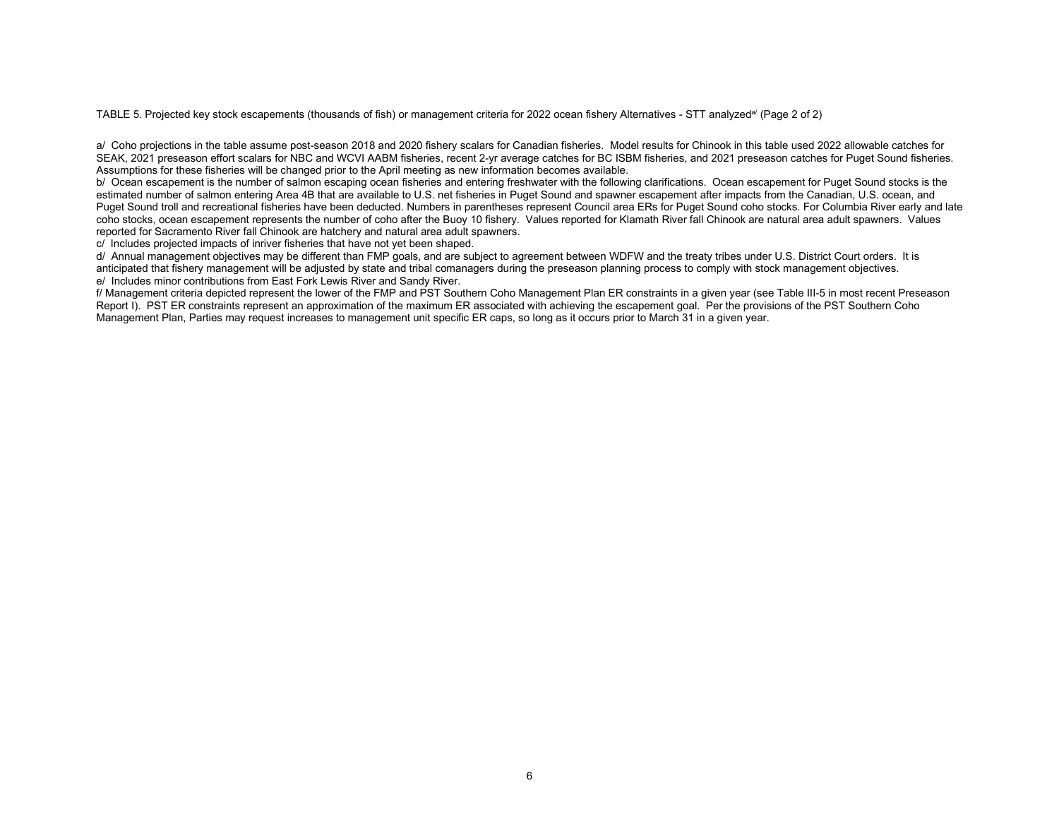TABLE 5. Projected key stock escapements (thousands of fish) or management criteria for 2022 ocean fishery Alternatives - STT analyzed[a/] (Page 2 of 2)

a/ Coho projections in the table assume post-season 2018 and 2020 fishery scalars for Canadian fisheries. Model results for Chinook in this table used 2022 allowable catches for SEAK, 2021 preseason effort scalars for NBC and WCVI AABM fisheries, recent 2-yr average catches for BC ISBM fisheries, and 2021 preseason catches for Puget Sound fisheries. Assumptions for these fisheries will be changed prior to the April meeting as new information becomes available.

b/ Ocean escapement is the number of salmon escaping ocean fisheries and entering freshwater with the following clarifications. Ocean escapement for Puget Sound stocks is the estimated number of salmon entering Area 4B that are available to U.S. net fisheries in Puget Sound and spawner escapement after impacts from the Canadian, U.S. ocean, and Puget Sound troll and recreational fisheries have been deducted. Numbers in parentheses represent Council area ERs for Puget Sound coho stocks. For Columbia River early and late coho stocks, ocean escapement represents the number of coho after the Buoy 10 fishery. Values reported for Klamath River fall Chinook are natural area adult spawners. Values reported for Sacramento River fall Chinook are hatchery and natural area adult spawners.

c/ Includes projected impacts of inriver fisheries that have not yet been shaped.

d/ Annual management objectives may be different than FMP goals, and are subject to agreement between WDFW and the treaty tribes under U.S. District Court orders. It is anticipated that fishery management will be adjusted by state and tribal comanagers during the preseason planning process to comply with stock management objectives.

e/ Includes minor contributions from East Fork Lewis River and Sandy River.

f/ Management criteria depicted represent the lower of the FMP and PST Southern Coho Management Plan ER constraints in a given year (see Table III-5 in most recent Preseason Report I). PST ER constraints represent an approximation of the maximum ER associated with achieving the escapement goal. Per the provisions of the PST Southern Coho Management Plan, Parties may request increases to management unit specific ER caps, so long as it occurs prior to March 31 in a given year.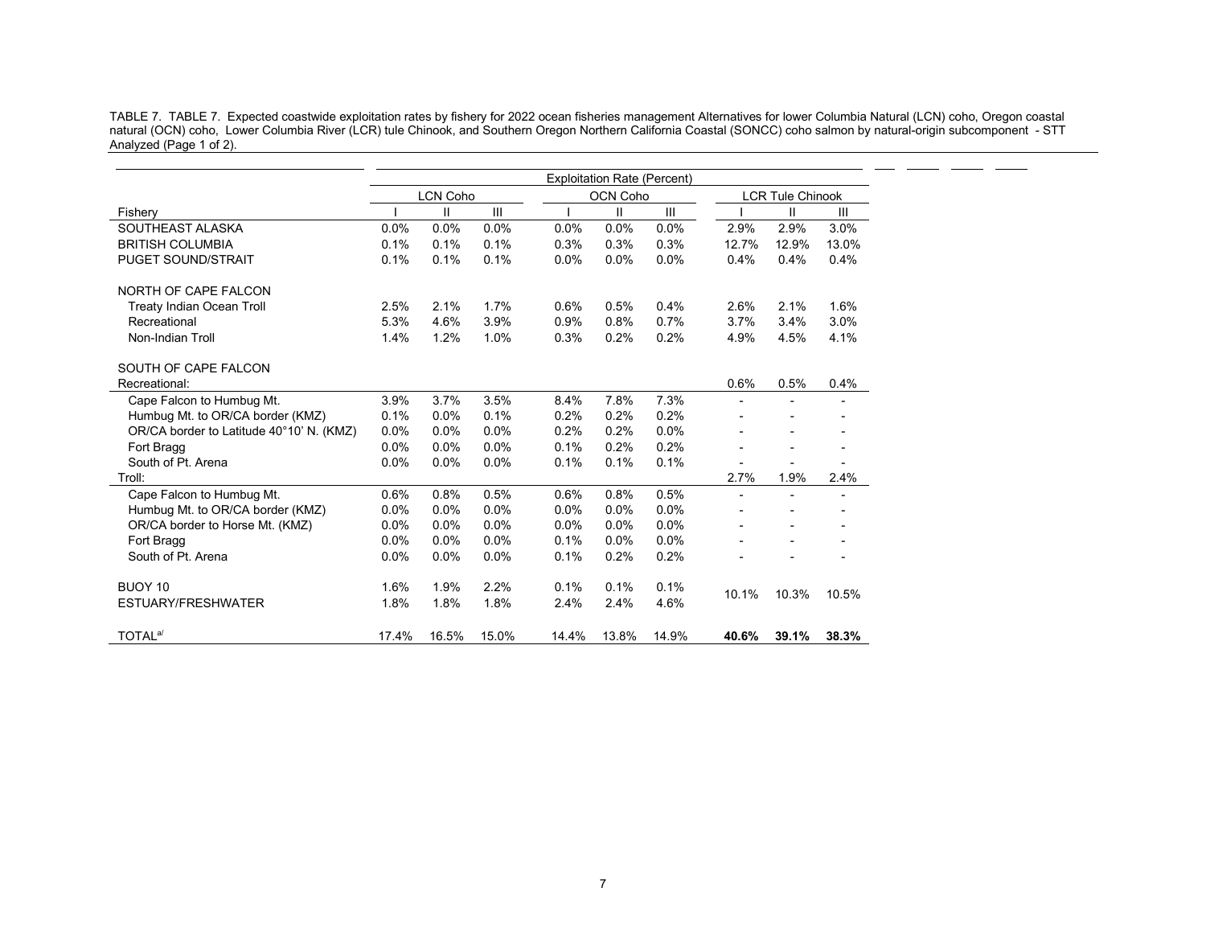TABLE 7. TABLE 7. Expected coastwide exploitation rates by fishery for 2022 ocean fisheries management Alternatives for lower Columbia Natural (LCN) coho, Oregon coastal natural (OCN) coho, Lower Columbia River (LCR) tule Chinook, and Southern Oregon Northern California Coastal (SONCC) coho salmon by natural-origin subcomponent - STT Analyzed (Page 1 of 2).

| | Exploitation Rate (Percent) | | | | | | | | |
|---|---|---|---|---|---|---|---|---|---|
| | LCN Coho | | | OCN Coho | | | LCR Tule Chinook | | |
| Fishery | I | II | III | I | II | III | I | II | III |
| SOUTHEAST ALASKA | 0.0% | 0.0% | 0.0% | 0.0% | 0.0% | 0.0% | 2.9% | 2.9% | 3.0% |
| BRITISH COLUMBIA | 0.1% | 0.1% | 0.1% | 0.3% | 0.3% | 0.3% | 12.7% | 12.9% | 13.0% |
| PUGET SOUND/STRAIT | 0.1% | 0.1% | 0.1% | 0.0% | 0.0% | 0.0% | 0.4% | 0.4% | 0.4% |
| NORTH OF CAPE FALCON | | | | | | | | | |
| Treaty Indian Ocean Troll | 2.5% | 2.1% | 1.7% | 0.6% | 0.5% | 0.4% | 2.6% | 2.1% | 1.6% |
| Recreational | 5.3% | 4.6% | 3.9% | 0.9% | 0.8% | 0.7% | 3.7% | 3.4% | 3.0% |
| Non-Indian Troll | 1.4% | 1.2% | 1.0% | 0.3% | 0.2% | 0.2% | 4.9% | 4.5% | 4.1% |
| SOUTH OF CAPE FALCON | | | | | | | | | |
| Recreational: | | | | | | | 0.6% | 0.5% | 0.4% |
| Cape Falcon to Humbug Mt. | 3.9% | 3.7% | 3.5% | 8.4% | 7.8% | 7.3% | - | - | - |
| Humbug Mt. to OR/CA border (KMZ) | 0.1% | 0.0% | 0.1% | 0.2% | 0.2% | 0.2% | - | - | - |
| OR/CA border to Latitude 40°10' N. (KMZ) | 0.0% | 0.0% | 0.0% | 0.2% | 0.2% | 0.0% | - | - | - |
| Fort Bragg | 0.0% | 0.0% | 0.0% | 0.1% | 0.2% | 0.2% | - | - | - |
| South of Pt. Arena | 0.0% | 0.0% | 0.0% | 0.1% | 0.1% | 0.1% | - | - | - |
| Troll: | | | | | | | 2.7% | 1.9% | 2.4% |
| Cape Falcon to Humbug Mt. | 0.6% | 0.8% | 0.5% | 0.6% | 0.8% | 0.5% | - | - | - |
| Humbug Mt. to OR/CA border (KMZ) | 0.0% | 0.0% | 0.0% | 0.0% | 0.0% | 0.0% | - | - | - |
| OR/CA border to Horse Mt. (KMZ) | 0.0% | 0.0% | 0.0% | 0.0% | 0.0% | 0.0% | - | - | - |
| Fort Bragg | 0.0% | 0.0% | 0.0% | 0.1% | 0.0% | 0.0% | - | - | - |
| South of Pt. Arena | 0.0% | 0.0% | 0.0% | 0.1% | 0.2% | 0.2% | - | - | - |
| BUOY 10 | 1.6% | 1.9% | 2.2% | 0.1% | 0.1% | 0.1% | 10.1% | 10.3% | 10.5% |
| ESTUARY/FRESHWATER | 1.8% | 1.8% | 1.8% | 2.4% | 2.4% | 4.6% | | | |
| TOTAL[a/] | 17.4% | 16.5% | 15.0% | 14.4% | 13.8% | 14.9% | **40.6%** | **39.1%** | **38.3%** |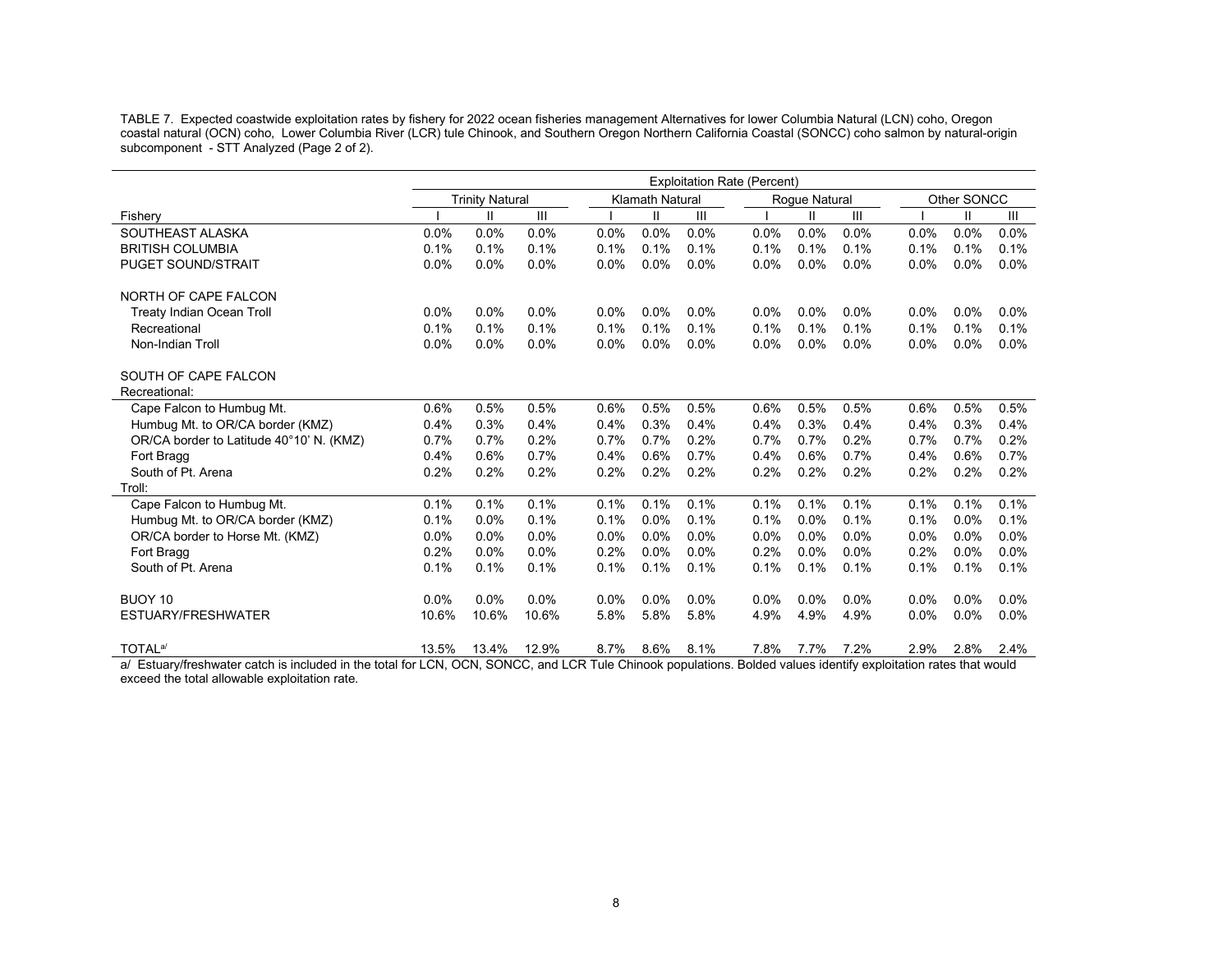TABLE 7. Expected coastwide exploitation rates by fishery for 2022 ocean fisheries management Alternatives for lower Columbia Natural (LCN) coho, Oregon coastal natural (OCN) coho, Lower Columbia River (LCR) tule Chinook, and Southern Oregon Northern California Coastal (SONCC) coho salmon by natural-origin subcomponent - STT Analyzed (Page 2 of 2).

| | Exploitation Rate (Percent) | | | | | | | | | | | |
|---|---|---|---|---|---|---|---|---|---|---|---|---|
| | Trinity Natural | | | Klamath Natural | | | Rogue Natural | | | Other SONCC | | |
| Fishery | I | II | III | I | II | III | I | II | III | I | II | III |
| SOUTHEAST ALASKA | 0.0% | 0.0% | 0.0% | 0.0% | 0.0% | 0.0% | 0.0% | 0.0% | 0.0% | 0.0% | 0.0% | 0.0% |
| BRITISH COLUMBIA | 0.1% | 0.1% | 0.1% | 0.1% | 0.1% | 0.1% | 0.1% | 0.1% | 0.1% | 0.1% | 0.1% | 0.1% |
| PUGET SOUND/STRAIT | 0.0% | 0.0% | 0.0% | 0.0% | 0.0% | 0.0% | 0.0% | 0.0% | 0.0% | 0.0% | 0.0% | 0.0% |
| NORTH OF CAPE FALCON | | | | | | | | | | | | |
| Treaty Indian Ocean Troll | 0.0% | 0.0% | 0.0% | 0.0% | 0.0% | 0.0% | 0.0% | 0.0% | 0.0% | 0.0% | 0.0% | 0.0% |
| Recreational | 0.1% | 0.1% | 0.1% | 0.1% | 0.1% | 0.1% | 0.1% | 0.1% | 0.1% | 0.1% | 0.1% | 0.1% |
| Non-Indian Troll | 0.0% | 0.0% | 0.0% | 0.0% | 0.0% | 0.0% | 0.0% | 0.0% | 0.0% | 0.0% | 0.0% | 0.0% |
| SOUTH OF CAPE FALCON | | | | | | | | | | | | |
| Recreational: | | | | | | | | | | | | |
| Cape Falcon to Humbug Mt. | 0.6% | 0.5% | 0.5% | 0.6% | 0.5% | 0.5% | 0.6% | 0.5% | 0.5% | 0.6% | 0.5% | 0.5% |
| Humbug Mt. to OR/CA border (KMZ) | 0.4% | 0.3% | 0.4% | 0.4% | 0.3% | 0.4% | 0.4% | 0.3% | 0.4% | 0.4% | 0.3% | 0.4% |
| OR/CA border to Latitude 40°10' N. (KMZ) | 0.7% | 0.7% | 0.2% | 0.7% | 0.7% | 0.2% | 0.7% | 0.7% | 0.2% | 0.7% | 0.7% | 0.2% |
| Fort Bragg | 0.4% | 0.6% | 0.7% | 0.4% | 0.6% | 0.7% | 0.4% | 0.6% | 0.7% | 0.4% | 0.6% | 0.7% |
| South of Pt. Arena | 0.2% | 0.2% | 0.2% | 0.2% | 0.2% | 0.2% | 0.2% | 0.2% | 0.2% | 0.2% | 0.2% | 0.2% |
| Troll: | | | | | | | | | | | | |
| Cape Falcon to Humbug Mt. | 0.1% | 0.1% | 0.1% | 0.1% | 0.1% | 0.1% | 0.1% | 0.1% | 0.1% | 0.1% | 0.1% | 0.1% |
| Humbug Mt. to OR/CA border (KMZ) | 0.1% | 0.0% | 0.1% | 0.1% | 0.0% | 0.1% | 0.1% | 0.0% | 0.1% | 0.1% | 0.0% | 0.1% |
| OR/CA border to Horse Mt. (KMZ) | 0.0% | 0.0% | 0.0% | 0.0% | 0.0% | 0.0% | 0.0% | 0.0% | 0.0% | 0.0% | 0.0% | 0.0% |
| Fort Bragg | 0.2% | 0.0% | 0.0% | 0.2% | 0.0% | 0.0% | 0.2% | 0.0% | 0.0% | 0.2% | 0.0% | 0.0% |
| South of Pt. Arena | 0.1% | 0.1% | 0.1% | 0.1% | 0.1% | 0.1% | 0.1% | 0.1% | 0.1% | 0.1% | 0.1% | 0.1% |
| BUOY 10 | 0.0% | 0.0% | 0.0% | 0.0% | 0.0% | 0.0% | 0.0% | 0.0% | 0.0% | 0.0% | 0.0% | 0.0% |
| ESTUARY/FRESHWATER | 10.6% | 10.6% | 10.6% | 5.8% | 5.8% | 5.8% | 4.9% | 4.9% | 4.9% | 0.0% | 0.0% | 0.0% |
| TOTAL[a/] | 13.5% | 13.4% | 12.9% | 8.7% | 8.6% | 8.1% | 7.8% | 7.7% | 7.2% | 2.9% | 2.8% | 2.4% |

a/ Estuary/freshwater catch is included in the total for LCN, OCN, SONCC, and LCR Tule Chinook populations. Bolded values identify exploitation rates that would exceed the total allowable exploitation rate.